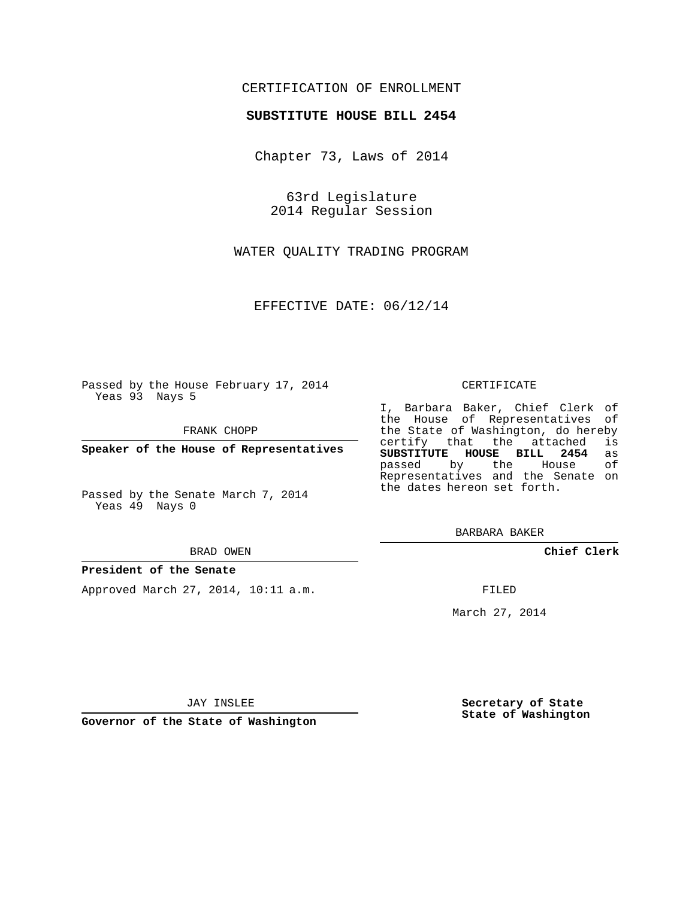CERTIFICATION OF ENROLLMENT

**SUBSTITUTE HOUSE BILL 2454**

Chapter 73, Laws of 2014

63rd Legislature
2014 Regular Session

WATER QUALITY TRADING PROGRAM

EFFECTIVE DATE: 06/12/14

Passed by the House February 17, 2014
Yeas 93 Nays 5

FRANK CHOPP

**Speaker of the House of Representatives**

Passed by the Senate March 7, 2014
Yeas 49 Nays 0

BRAD OWEN

**President of the Senate**

Approved March 27, 2014, 10:11 a.m.

JAY INSLEE

**Governor of the State of Washington**

CERTIFICATE

I, Barbara Baker, Chief Clerk of the House of Representatives of the State of Washington, do hereby certify that the attached is **SUBSTITUTE HOUSE BILL 2454** as passed by the House of Representatives and the Senate on the dates hereon set forth.

BARBARA BAKER

**Chief Clerk**

FILED

March 27, 2014

**Secretary of State**
**State of Washington**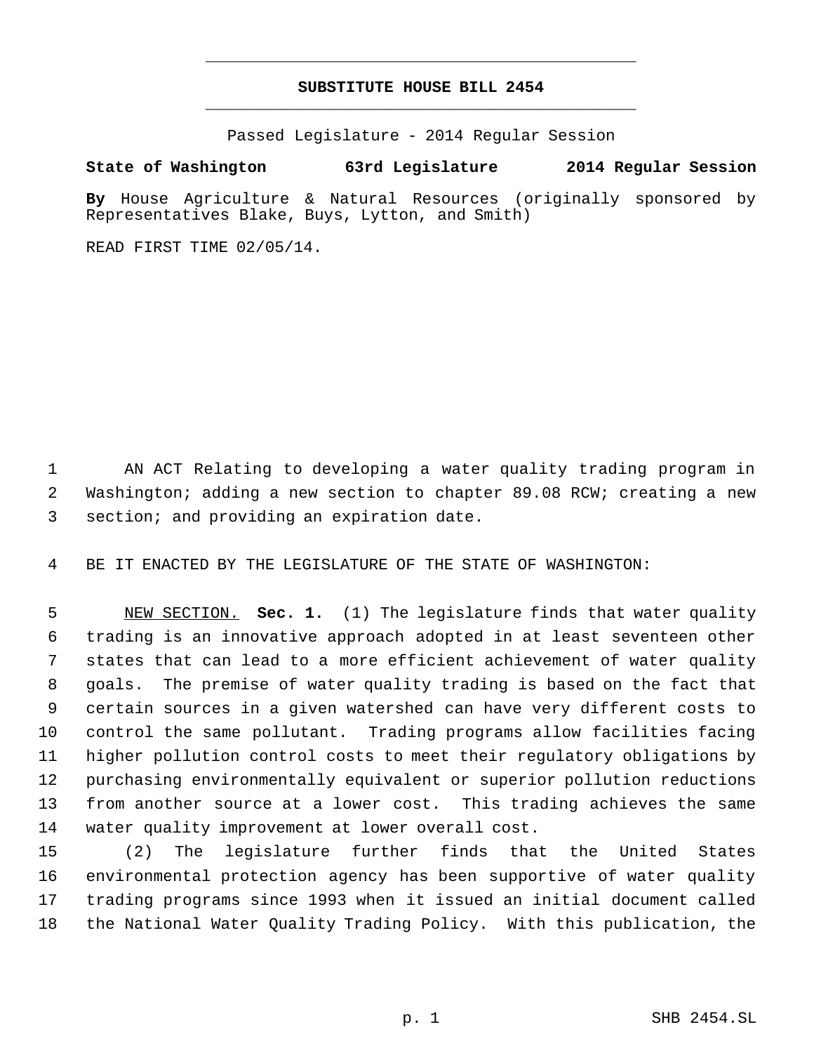# SUBSTITUTE HOUSE BILL 2454

Passed Legislature - 2014 Regular Session

**State of Washington 63rd Legislature 2014 Regular Session**

**By** House Agriculture & Natural Resources (originally sponsored by Representatives Blake, Buys, Lytton, and Smith)

READ FIRST TIME 02/05/14.

AN ACT Relating to developing a water quality trading program in Washington; adding a new section to chapter 89.08 RCW; creating a new section; and providing an expiration date.

BE IT ENACTED BY THE LEGISLATURE OF THE STATE OF WASHINGTON:

NEW SECTION. **Sec. 1.** (1) The legislature finds that water quality trading is an innovative approach adopted in at least seventeen other states that can lead to a more efficient achievement of water quality goals. The premise of water quality trading is based on the fact that certain sources in a given watershed can have very different costs to control the same pollutant. Trading programs allow facilities facing higher pollution control costs to meet their regulatory obligations by purchasing environmentally equivalent or superior pollution reductions from another source at a lower cost. This trading achieves the same water quality improvement at lower overall cost.

(2) The legislature further finds that the United States environmental protection agency has been supportive of water quality trading programs since 1993 when it issued an initial document called the National Water Quality Trading Policy. With this publication, the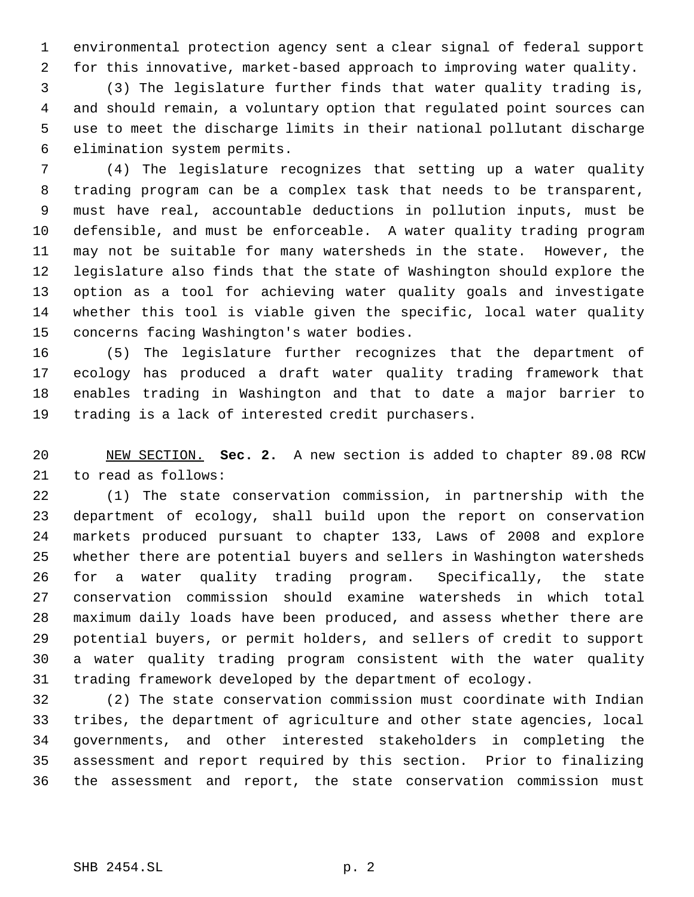environmental protection agency sent a clear signal of federal support for this innovative, market-based approach to improving water quality.

(3) The legislature further finds that water quality trading is, and should remain, a voluntary option that regulated point sources can use to meet the discharge limits in their national pollutant discharge elimination system permits.

(4) The legislature recognizes that setting up a water quality trading program can be a complex task that needs to be transparent, must have real, accountable deductions in pollution inputs, must be defensible, and must be enforceable. A water quality trading program may not be suitable for many watersheds in the state. However, the legislature also finds that the state of Washington should explore the option as a tool for achieving water quality goals and investigate whether this tool is viable given the specific, local water quality concerns facing Washington's water bodies.

(5) The legislature further recognizes that the department of ecology has produced a draft water quality trading framework that enables trading in Washington and that to date a major barrier to trading is a lack of interested credit purchasers.

NEW SECTION. **Sec. 2.** A new section is added to chapter 89.08 RCW to read as follows:

(1) The state conservation commission, in partnership with the department of ecology, shall build upon the report on conservation markets produced pursuant to chapter 133, Laws of 2008 and explore whether there are potential buyers and sellers in Washington watersheds for a water quality trading program. Specifically, the state conservation commission should examine watersheds in which total maximum daily loads have been produced, and assess whether there are potential buyers, or permit holders, and sellers of credit to support a water quality trading program consistent with the water quality trading framework developed by the department of ecology.

(2) The state conservation commission must coordinate with Indian tribes, the department of agriculture and other state agencies, local governments, and other interested stakeholders in completing the assessment and report required by this section. Prior to finalizing the assessment and report, the state conservation commission must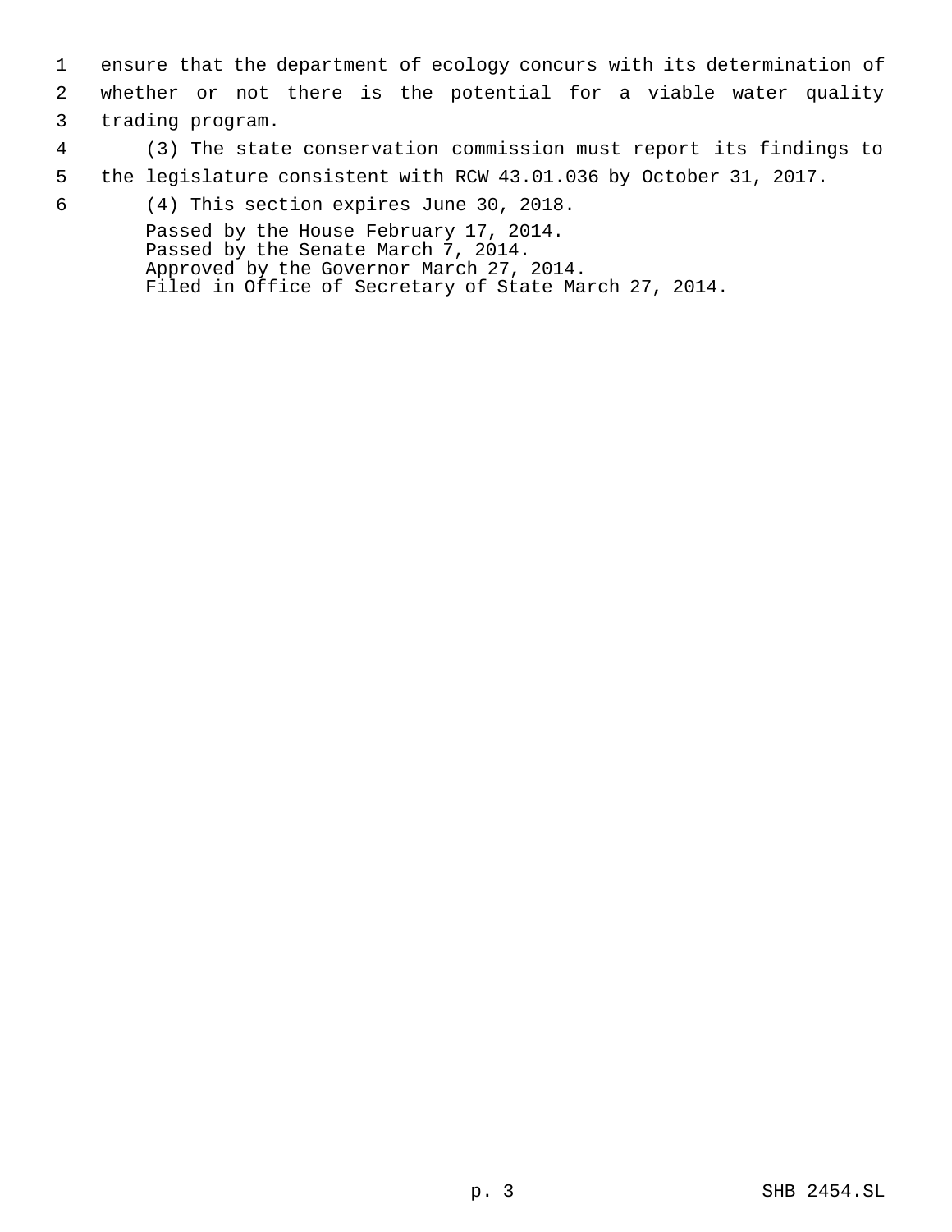ensure that the department of ecology concurs with its determination of whether or not there is the potential for a viable water quality trading program.

(3) The state conservation commission must report its findings to the legislature consistent with RCW 43.01.036 by October 31, 2017.

(4) This section expires June 30, 2018.

Passed by the House February 17, 2014.
Passed by the Senate March 7, 2014.
Approved by the Governor March 27, 2014.
Filed in Office of Secretary of State March 27, 2014.